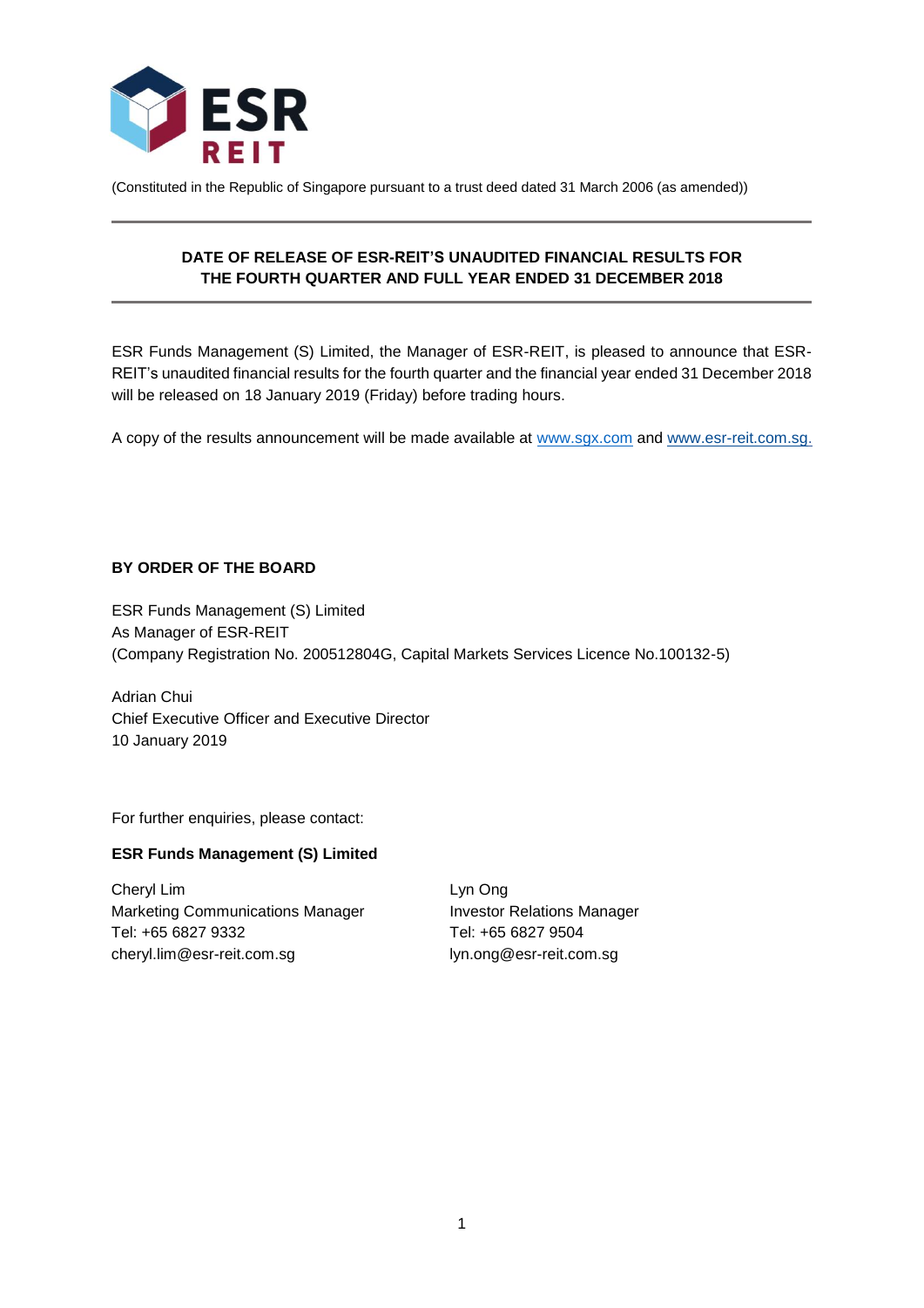(Constituted in the Republic of Singapore pursuant to a trust deed dated 31 March 2006 (as amended))

---

**DATE OF RELEASE OF ESR-REIT'S UNAUDITED FINANCIAL RESULTS FOR THE FOURTH QUARTER AND FULL YEAR ENDED 31 DECEMBER 2018**

---

ESR Funds Management (S) Limited, the Manager of ESR-REIT, is pleased to announce that ESR-REIT's unaudited financial results for the fourth quarter and the financial year ended 31 December 2018 will be released on 18 January 2019 (Friday) before trading hours.

A copy of the results announcement will be made available at www.sgx.com and www.esr-reit.com.sg.

**BY ORDER OF THE BOARD**

ESR Funds Management (S) Limited
As Manager of ESR-REIT
(Company Registration No. 200512804G, Capital Markets Services Licence No.100132-5)

Adrian Chui
Chief Executive Officer and Executive Director
10 January 2019

For further enquiries, please contact:

**ESR Funds Management (S) Limited**

Cheryl Lim
Marketing Communications Manager
Tel: +65 6827 9332
cheryl.lim@esr-reit.com.sg

Lyn Ong
Investor Relations Manager
Tel: +65 6827 9504
lyn.ong@esr-reit.com.sg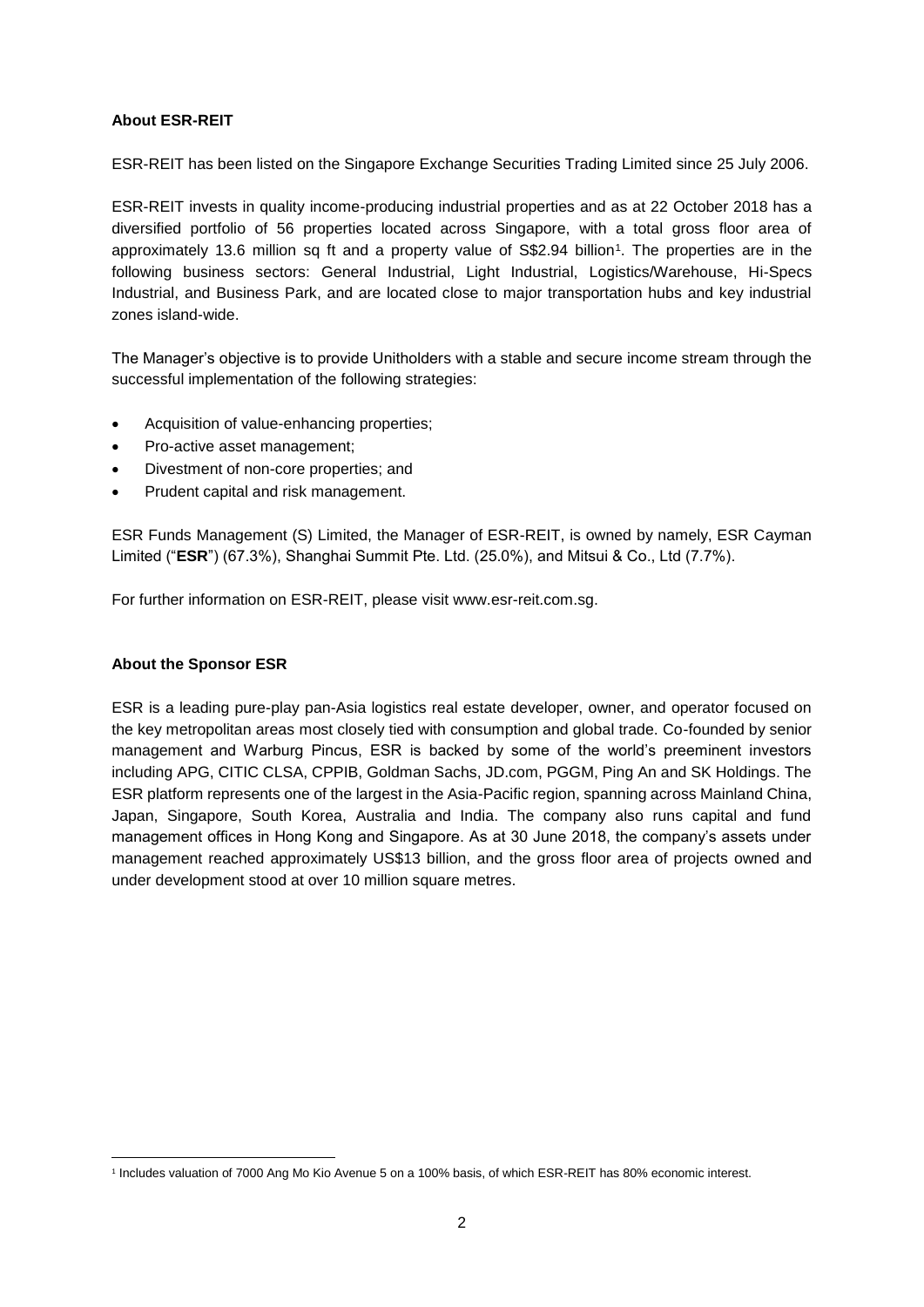**About ESR-REIT**

ESR-REIT has been listed on the Singapore Exchange Securities Trading Limited since 25 July 2006.

ESR-REIT invests in quality income-producing industrial properties and as at 22 October 2018 has a diversified portfolio of 56 properties located across Singapore, with a total gross floor area of approximately 13.6 million sq ft and a property value of S$2.94 billion[1]. The properties are in the following business sectors: General Industrial, Light Industrial, Logistics/Warehouse, Hi-Specs Industrial, and Business Park, and are located close to major transportation hubs and key industrial zones island-wide.

The Manager's objective is to provide Unitholders with a stable and secure income stream through the successful implementation of the following strategies:

- Acquisition of value-enhancing properties;
- Pro-active asset management;
- Divestment of non-core properties; and
- Prudent capital and risk management.

ESR Funds Management (S) Limited, the Manager of ESR-REIT, is owned by namely, ESR Cayman Limited ("**ESR**") (67.3%), Shanghai Summit Pte. Ltd. (25.0%), and Mitsui & Co., Ltd (7.7%).

For further information on ESR-REIT, please visit www.esr-reit.com.sg.

**About the Sponsor ESR**

ESR is a leading pure-play pan-Asia logistics real estate developer, owner, and operator focused on the key metropolitan areas most closely tied with consumption and global trade. Co-founded by senior management and Warburg Pincus, ESR is backed by some of the world's preeminent investors including APG, CITIC CLSA, CPPIB, Goldman Sachs, JD.com, PGGM, Ping An and SK Holdings. The ESR platform represents one of the largest in the Asia-Pacific region, spanning across Mainland China, Japan, Singapore, South Korea, Australia and India. The company also runs capital and fund management offices in Hong Kong and Singapore. As at 30 June 2018, the company's assets under management reached approximately US$13 billion, and the gross floor area of projects owned and under development stood at over 10 million square metres.

[1] Includes valuation of 7000 Ang Mo Kio Avenue 5 on a 100% basis, of which ESR-REIT has 80% economic interest.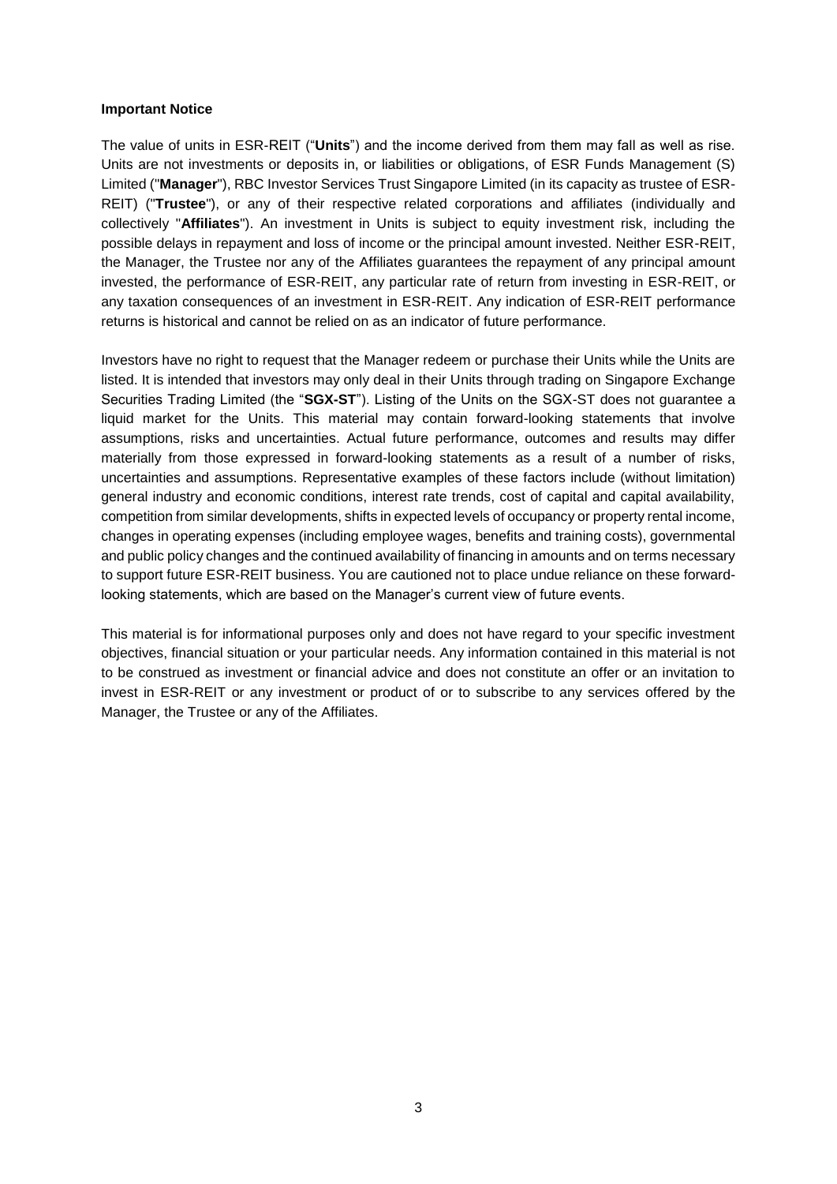**Important Notice**

The value of units in ESR-REIT ("**Units**") and the income derived from them may fall as well as rise. Units are not investments or deposits in, or liabilities or obligations, of ESR Funds Management (S) Limited ("**Manager**"), RBC Investor Services Trust Singapore Limited (in its capacity as trustee of ESR-REIT) ("**Trustee**"), or any of their respective related corporations and affiliates (individually and collectively "**Affiliates**"). An investment in Units is subject to equity investment risk, including the possible delays in repayment and loss of income or the principal amount invested. Neither ESR-REIT, the Manager, the Trustee nor any of the Affiliates guarantees the repayment of any principal amount invested, the performance of ESR-REIT, any particular rate of return from investing in ESR-REIT, or any taxation consequences of an investment in ESR-REIT. Any indication of ESR-REIT performance returns is historical and cannot be relied on as an indicator of future performance.

Investors have no right to request that the Manager redeem or purchase their Units while the Units are listed. It is intended that investors may only deal in their Units through trading on Singapore Exchange Securities Trading Limited (the "**SGX-ST**"). Listing of the Units on the SGX-ST does not guarantee a liquid market for the Units. This material may contain forward-looking statements that involve assumptions, risks and uncertainties. Actual future performance, outcomes and results may differ materially from those expressed in forward-looking statements as a result of a number of risks, uncertainties and assumptions. Representative examples of these factors include (without limitation) general industry and economic conditions, interest rate trends, cost of capital and capital availability, competition from similar developments, shifts in expected levels of occupancy or property rental income, changes in operating expenses (including employee wages, benefits and training costs), governmental and public policy changes and the continued availability of financing in amounts and on terms necessary to support future ESR-REIT business. You are cautioned not to place undue reliance on these forward-looking statements, which are based on the Manager's current view of future events.

This material is for informational purposes only and does not have regard to your specific investment objectives, financial situation or your particular needs. Any information contained in this material is not to be construed as investment or financial advice and does not constitute an offer or an invitation to invest in ESR-REIT or any investment or product of or to subscribe to any services offered by the Manager, the Trustee or any of the Affiliates.